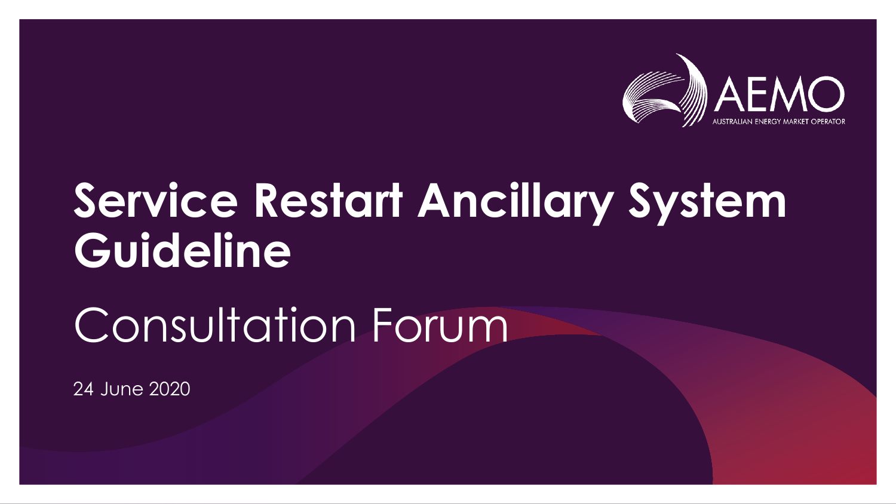# Service Restart Ancillary System Guideline

## Consultation Forum

24 June 2020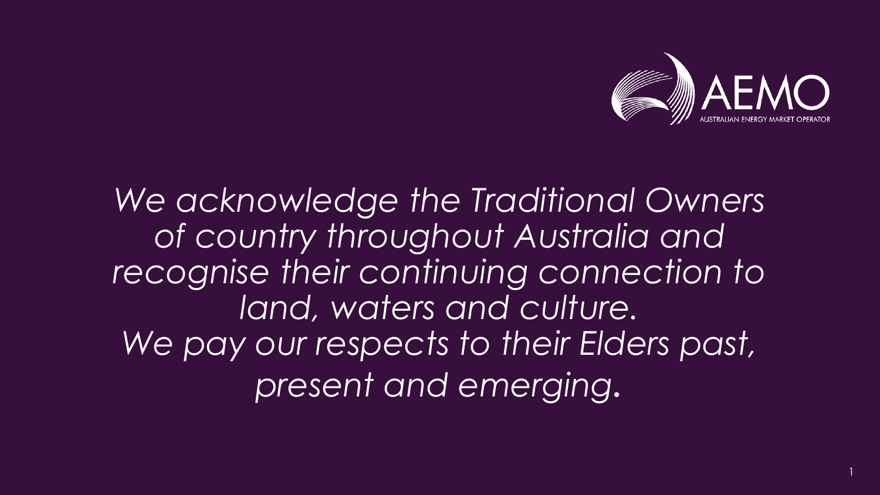AEMO
AUSTRALIAN ENERGY MARKET OPERATOR

*We acknowledge the Traditional Owners of country throughout Australia and recognise their continuing connection to land, waters and culture.*
*We pay our respects to their Elders past, present and emerging.*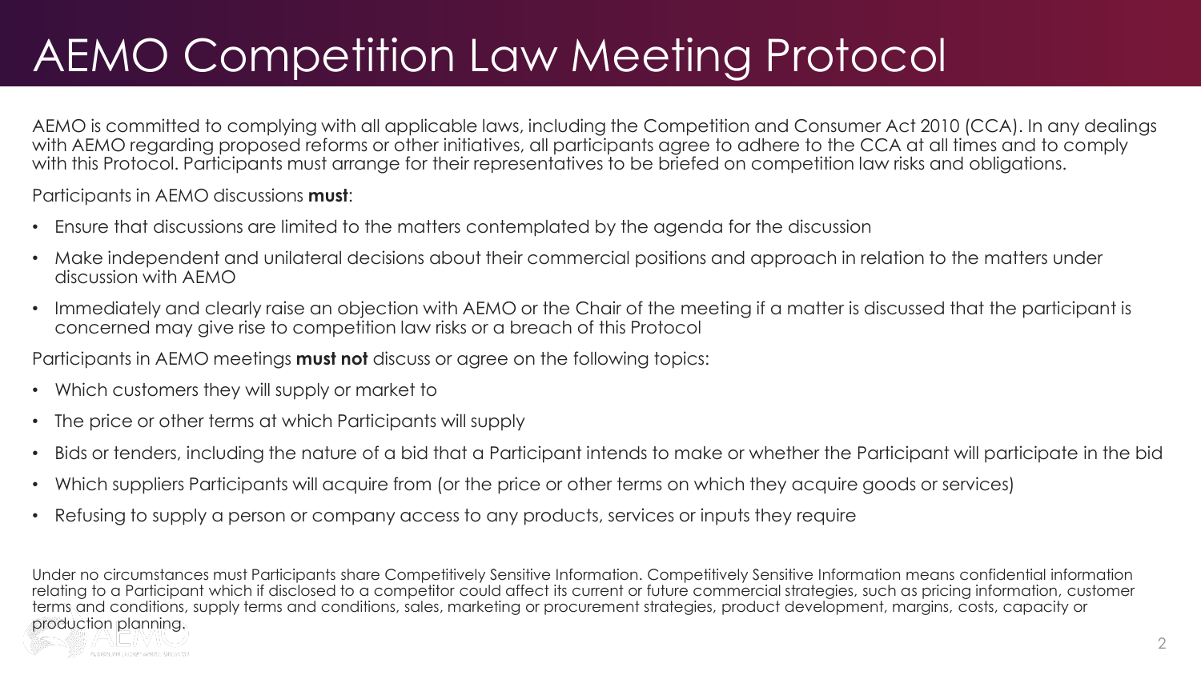# AEMO Competition Law Meeting Protocol

AEMO is committed to complying with all applicable laws, including the Competition and Consumer Act 2010 (CCA). In any dealings with AEMO regarding proposed reforms or other initiatives, all participants agree to adhere to the CCA at all times and to comply with this Protocol. Participants must arrange for their representatives to be briefed on competition law risks and obligations.

Participants in AEMO discussions **must**:

- Ensure that discussions are limited to the matters contemplated by the agenda for the discussion
- Make independent and unilateral decisions about their commercial positions and approach in relation to the matters under discussion with AEMO
- Immediately and clearly raise an objection with AEMO or the Chair of the meeting if a matter is discussed that the participant is concerned may give rise to competition law risks or a breach of this Protocol

Participants in AEMO meetings **must not** discuss or agree on the following topics:

- Which customers they will supply or market to
- The price or other terms at which Participants will supply
- Bids or tenders, including the nature of a bid that a Participant intends to make or whether the Participant will participate in the bid
- Which suppliers Participants will acquire from (or the price or other terms on which they acquire goods or services)
- Refusing to supply a person or company access to any products, services or inputs they require

Under no circumstances must Participants share Competitively Sensitive Information. Competitively Sensitive Information means confidential information relating to a Participant which if disclosed to a competitor could affect its current or future commercial strategies, such as pricing information, customer terms and conditions, supply terms and conditions, sales, marketing or procurement strategies, product development, margins, costs, capacity or production planning.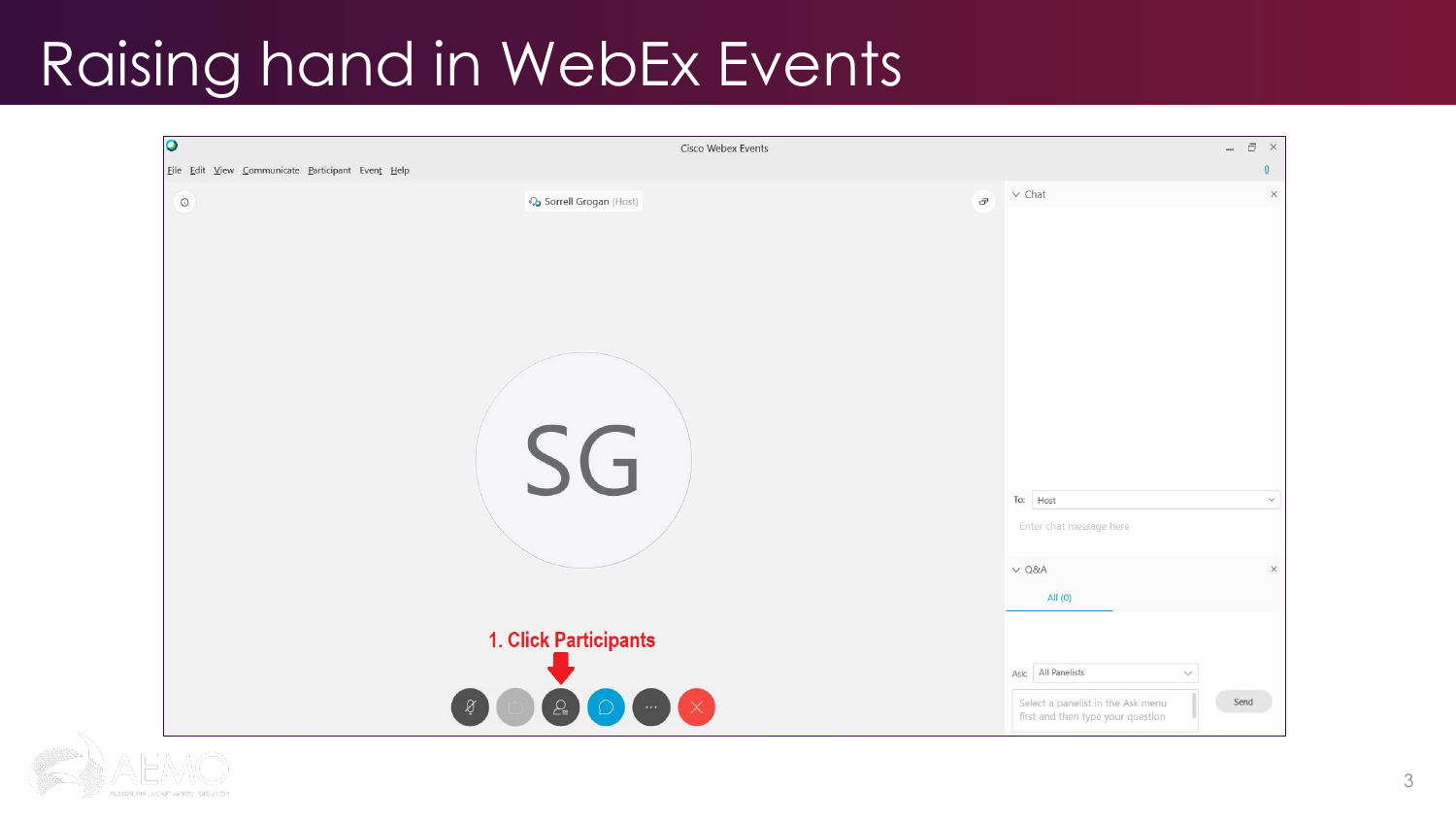# Raising hand in WebEx Events

Cisco Webex Events

File Edit View Communicate Participant Event Help

Sorrell Grogan (Host)

SG

1. Click Participants

Chat

To: Host

Enter chat message here

Q&A

All (0)

Ask: All Panelists

Select a panelist in the Ask menu first and then type your question

Send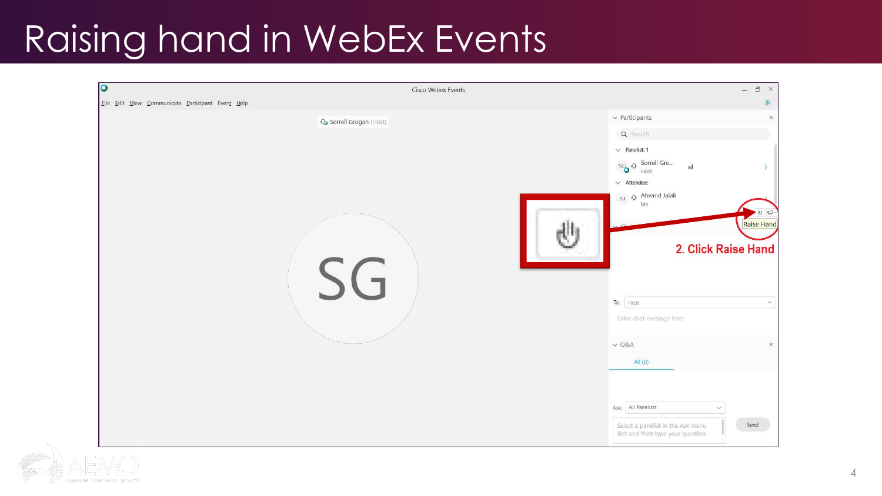# Raising hand in WebEx Events

Cisco Webex Events

File Edit View Communicate Participant Event Help

Sorrell Grogan (Host)

SG

Participants

Search

Panelist: 1

Sorrell Gro... Host

Attendee:

Ahvand Jalali Me

Raise Hand

**2. Click Raise Hand**

To: Host

Enter chat message here

Q&A

All (0)

Ask: All Panelists

Select a panelist in the Ask menu first and then type your question

Send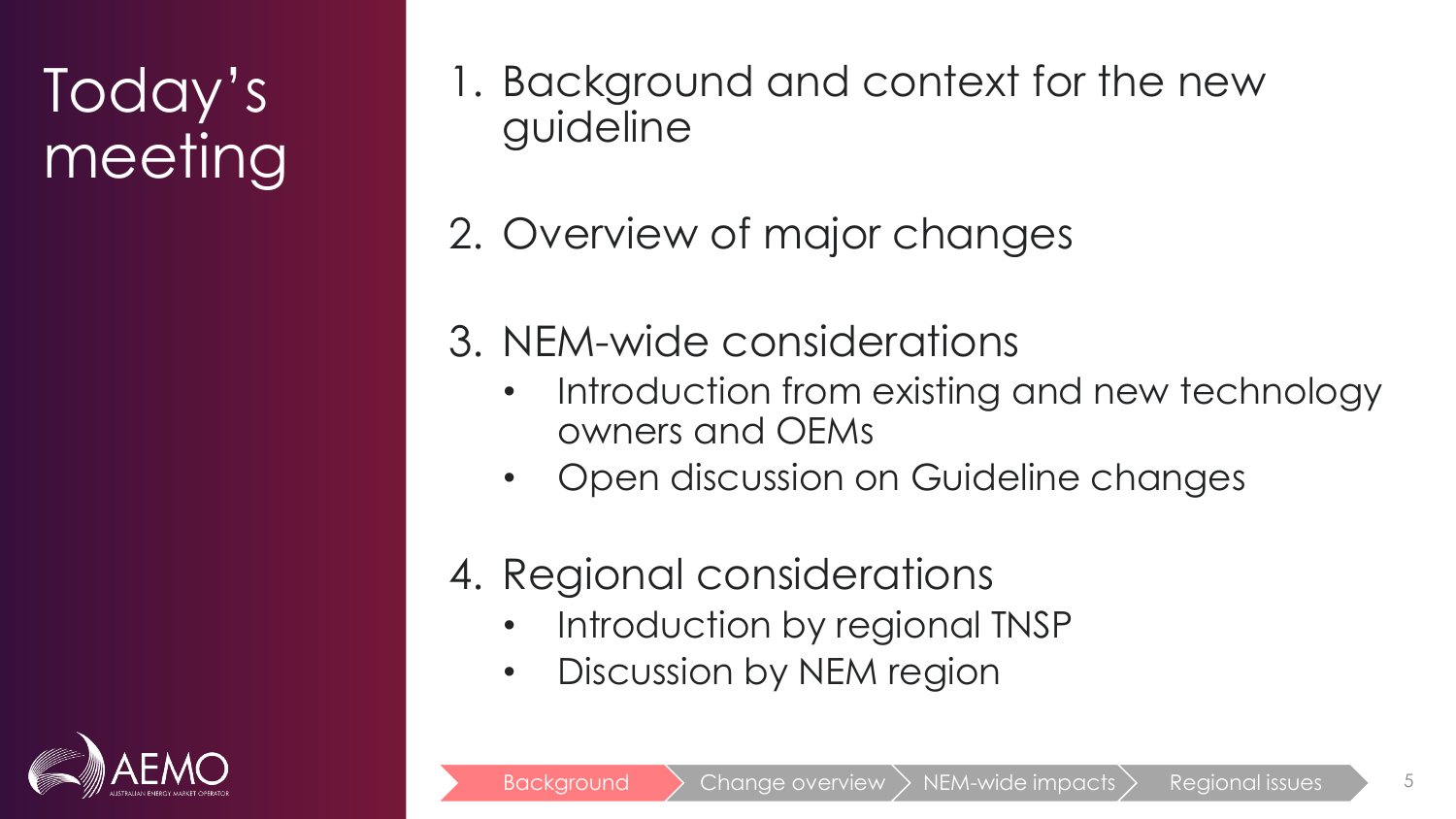# Today's meeting

1. Background and context for the new guideline

2. Overview of major changes

3. NEM-wide considerations
   - Introduction from existing and new technology owners and OEMs
   - Open discussion on Guideline changes

4. Regional considerations
   - Introduction by regional TNSP
   - Discussion by NEM region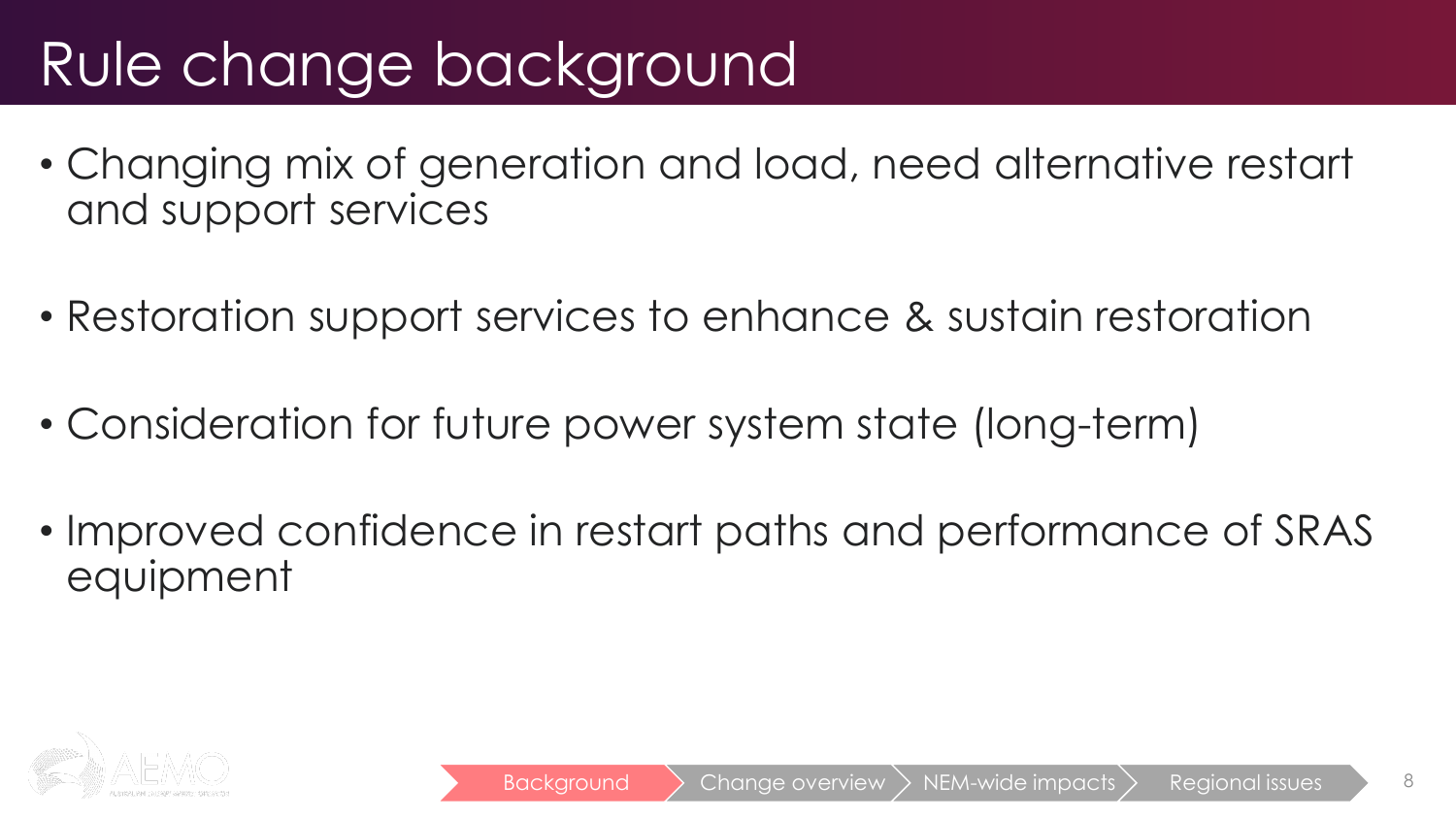# Rule change background

- Changing mix of generation and load, need alternative restart and support services
- Restoration support services to enhance & sustain restoration
- Consideration for future power system state (long-term)
- Improved confidence in restart paths and performance of SRAS equipment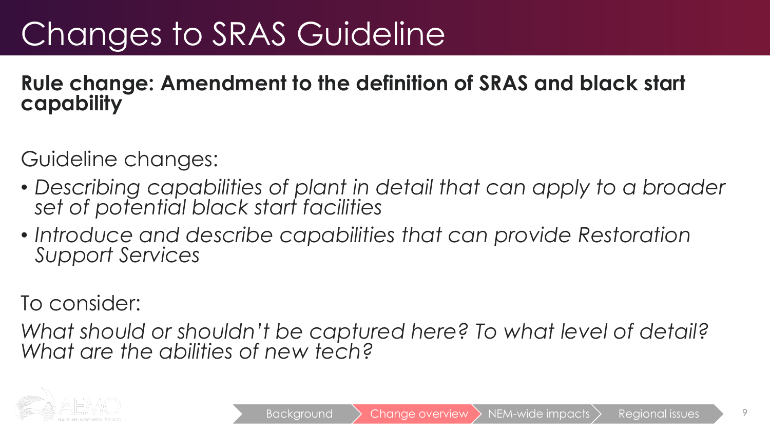# Changes to SRAS Guideline

**Rule change: Amendment to the definition of SRAS and black start capability**

Guideline changes:

- *Describing capabilities of plant in detail that can apply to a broader set of potential black start facilities*
- *Introduce and describe capabilities that can provide Restoration Support Services*

To consider:

*What should or shouldn't be captured here? To what level of detail? What are the abilities of new tech?*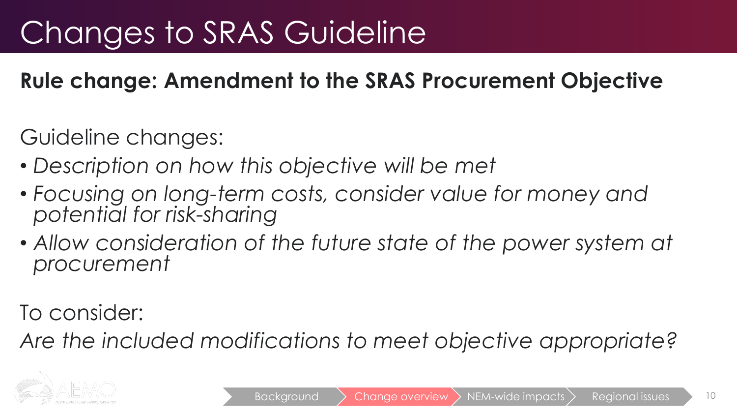# Changes to SRAS Guideline

**Rule change: Amendment to the SRAS Procurement Objective**

Guideline changes:

- *Description on how this objective will be met*
- *Focusing on long-term costs, consider value for money and potential for risk-sharing*
- *Allow consideration of the future state of the power system at procurement*

To consider:

*Are the included modifications to meet objective appropriate?*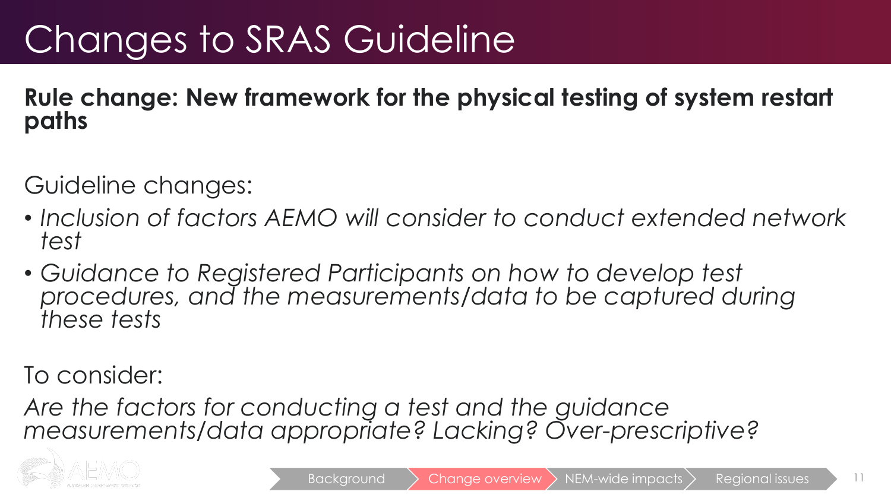# Changes to SRAS Guideline

**Rule change: New framework for the physical testing of system restart paths**

Guideline changes:

- *Inclusion of factors AEMO will consider to conduct extended network test*
- *Guidance to Registered Participants on how to develop test procedures, and the measurements/data to be captured during these tests*

To consider:

*Are the factors for conducting a test and the guidance measurements/data appropriate? Lacking? Over-prescriptive?*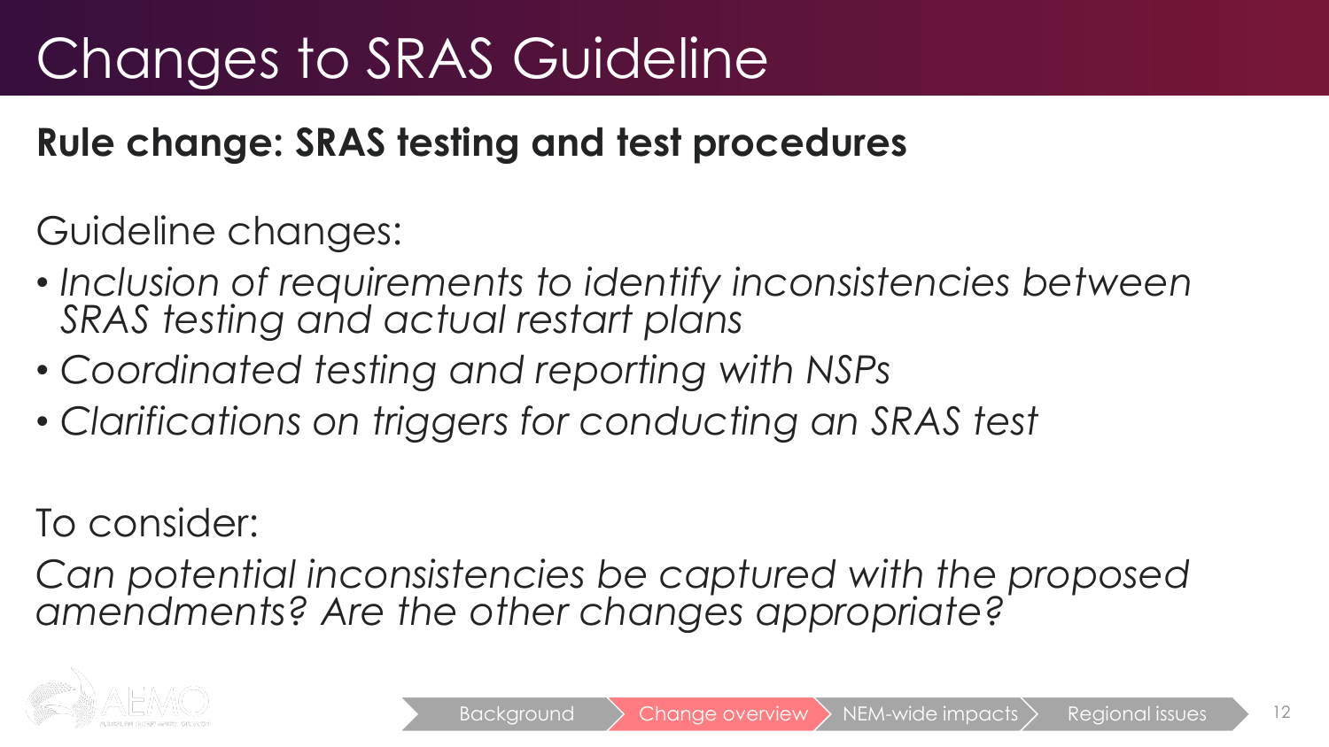# Changes to SRAS Guideline

**Rule change: SRAS testing and test procedures**

Guideline changes:

- *Inclusion of requirements to identify inconsistencies between SRAS testing and actual restart plans*
- *Coordinated testing and reporting with NSPs*
- *Clarifications on triggers for conducting an SRAS test*

To consider:

*Can potential inconsistencies be captured with the proposed amendments? Are the other changes appropriate?*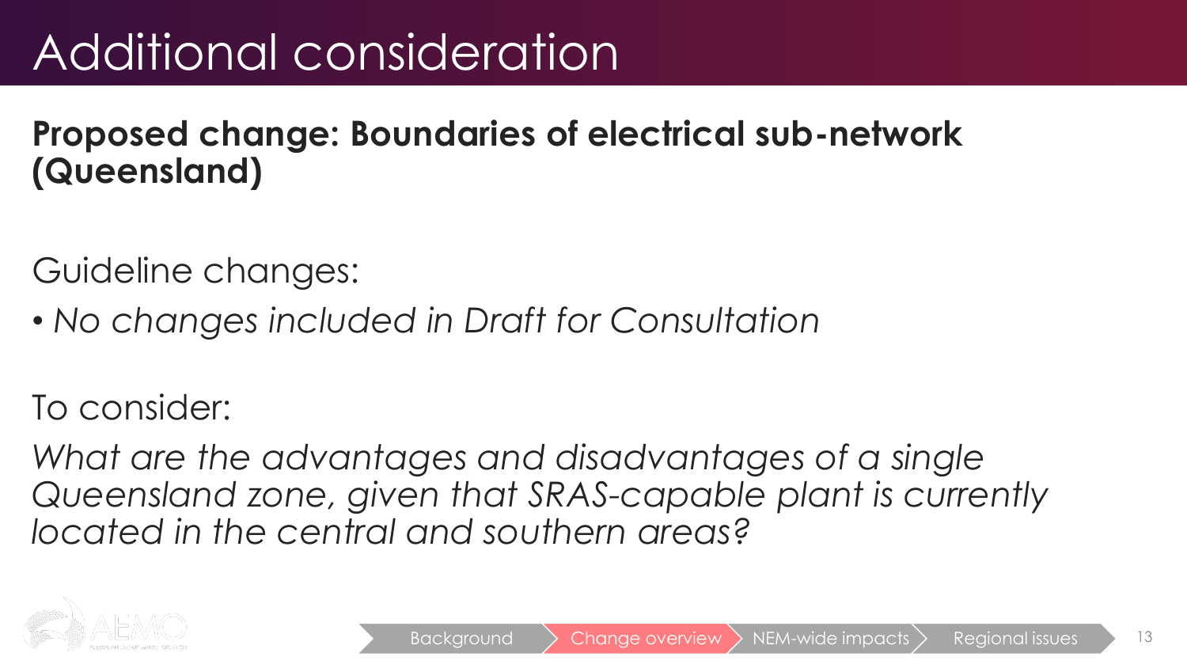# Additional consideration

**Proposed change: Boundaries of electrical sub-network (Queensland)**

Guideline changes:

- *No changes included in Draft for Consultation*

To consider:

*What are the advantages and disadvantages of a single Queensland zone, given that SRAS-capable plant is currently located in the central and southern areas?*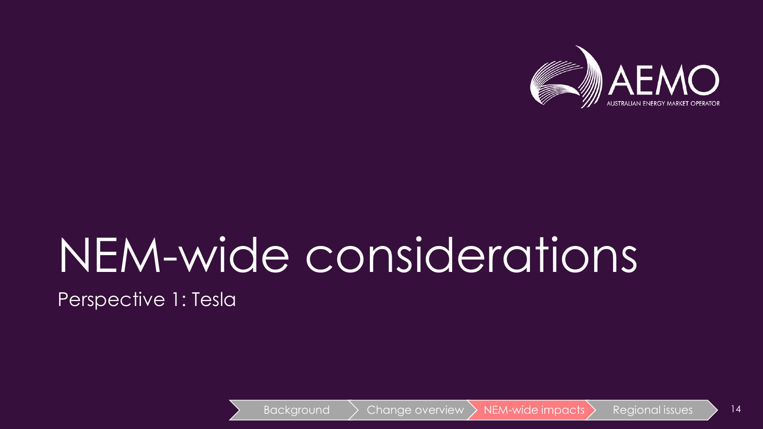# NEM-wide considerations

Perspective 1: Tesla

Background | Change overview | NEM-wide impacts | Regional issues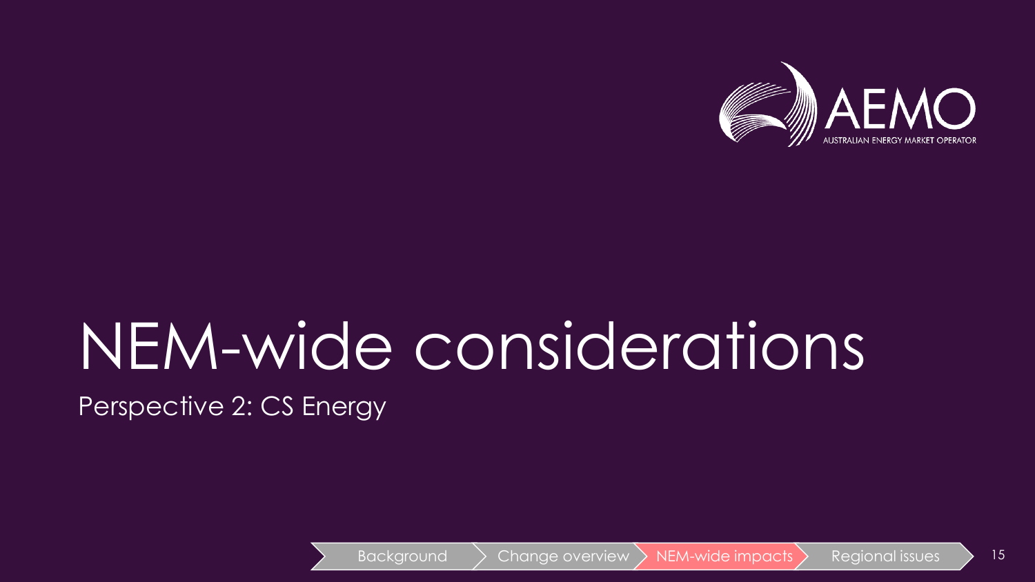# NEM-wide considerations

Perspective 2: CS Energy

Background > Change overview > NEM-wide impacts > Regional issues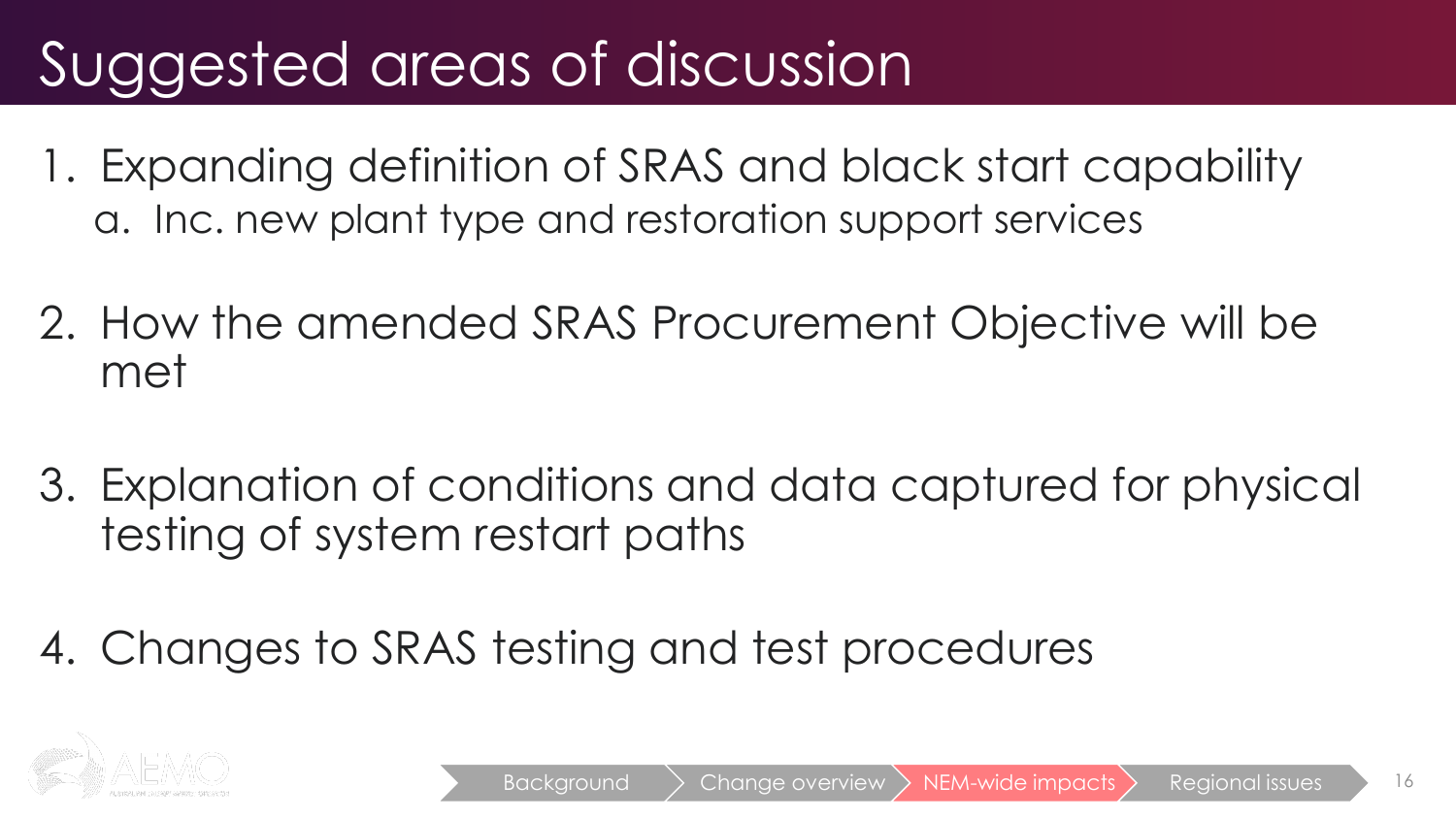# Suggested areas of discussion

1. Expanding definition of SRAS and black start capability
   a. Inc. new plant type and restoration support services

2. How the amended SRAS Procurement Objective will be met

3. Explanation of conditions and data captured for physical testing of system restart paths

4. Changes to SRAS testing and test procedures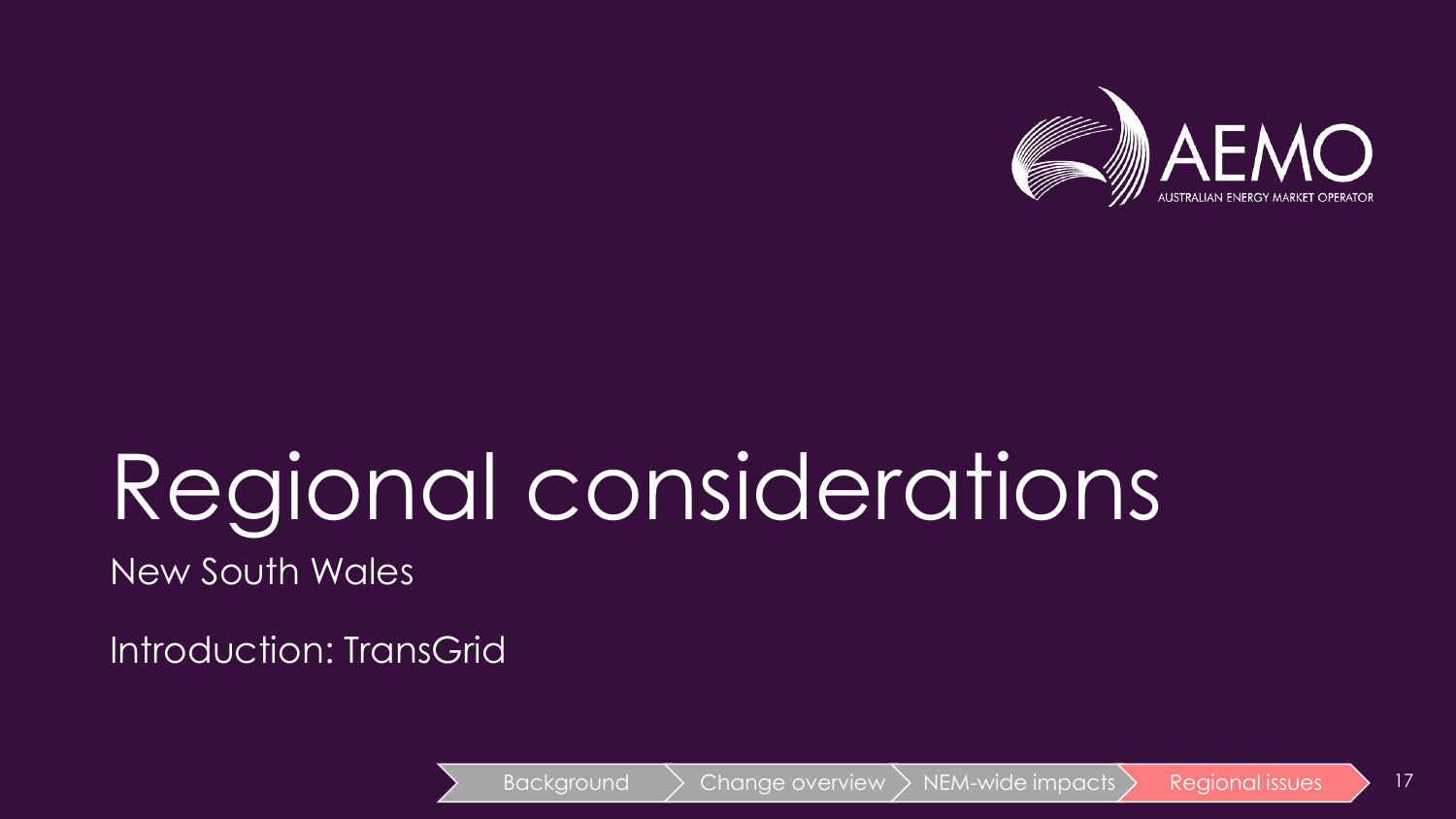# Regional considerations

New South Wales

Introduction: TransGrid

Background | Change overview | NEM-wide impacts | Regional issues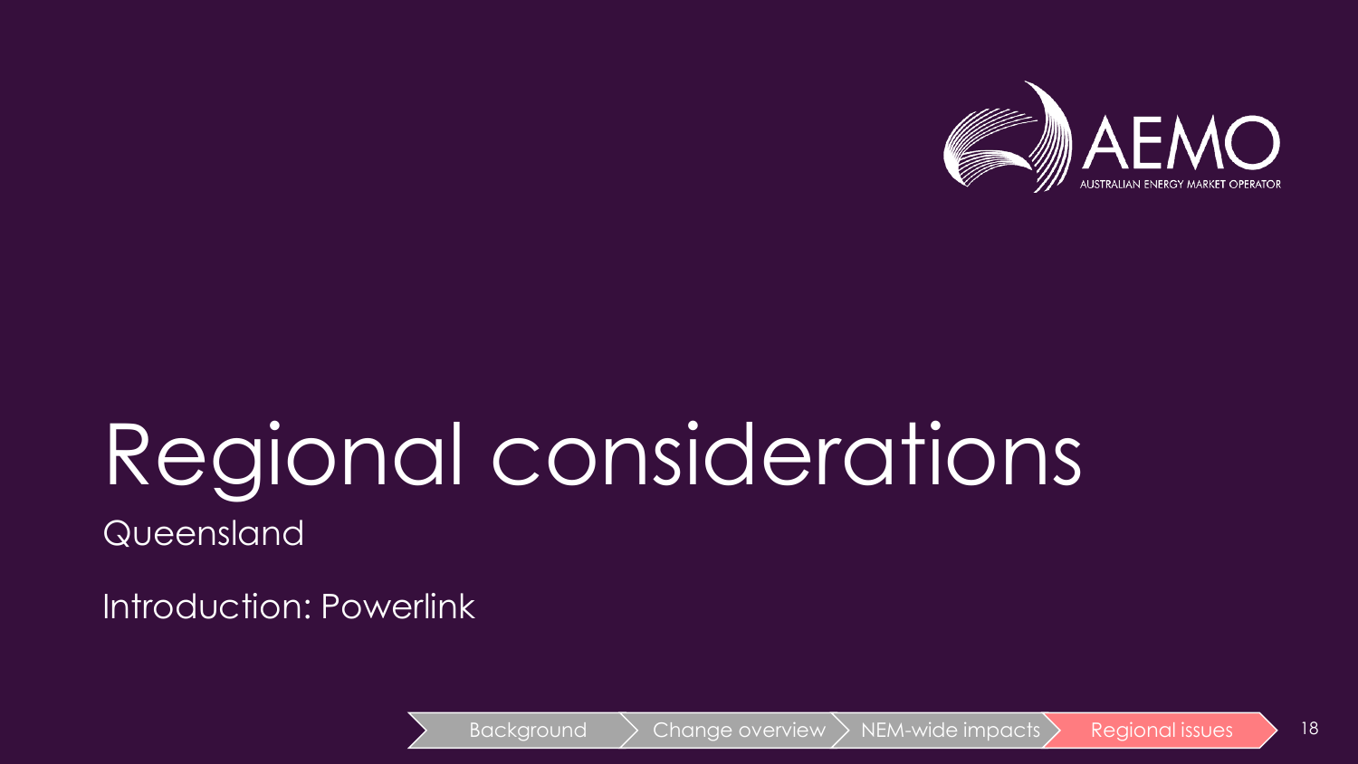# Regional considerations

Queensland

Introduction: Powerlink

Background > Change overview > NEM-wide impacts > Regional issues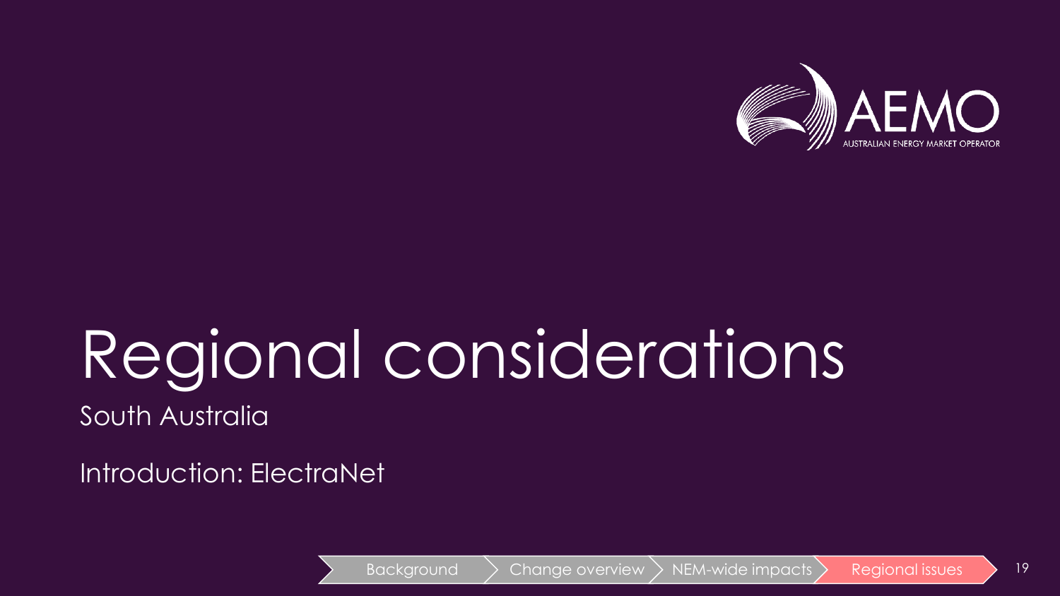# Regional considerations

South Australia

Introduction: ElectraNet

Background > Change overview > NEM-wide impacts > Regional issues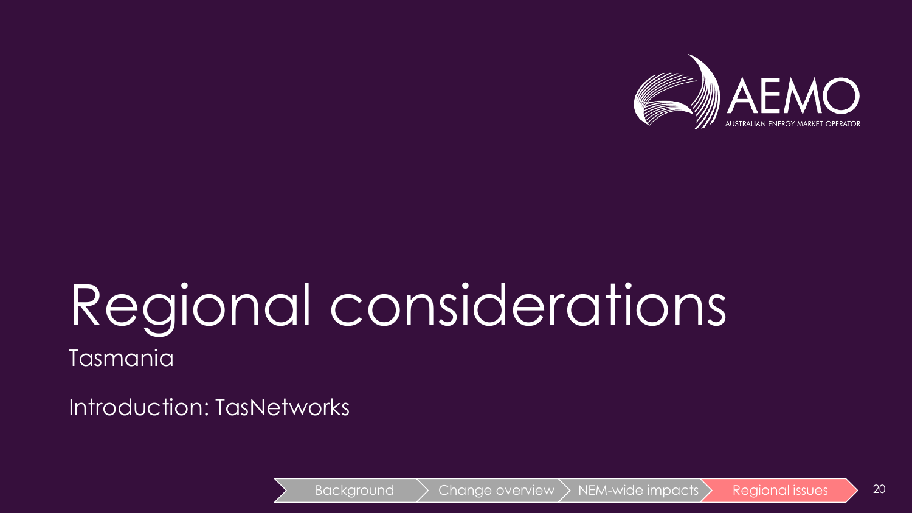# Regional considerations

Tasmania

Introduction: TasNetworks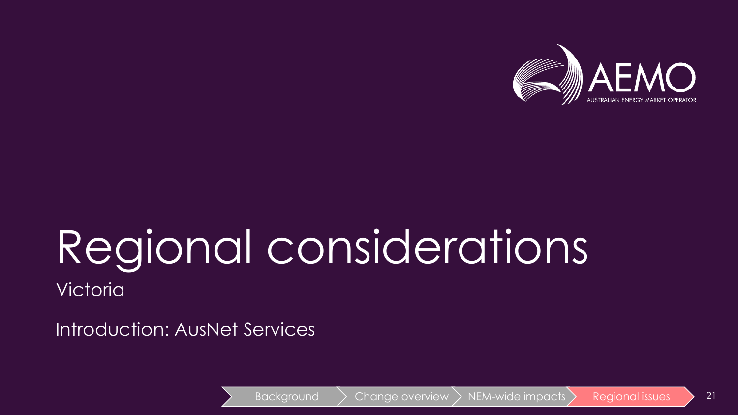# Regional considerations

Victoria

Introduction: AusNet Services

Background > Change overview > NEM-wide impacts > Regional issues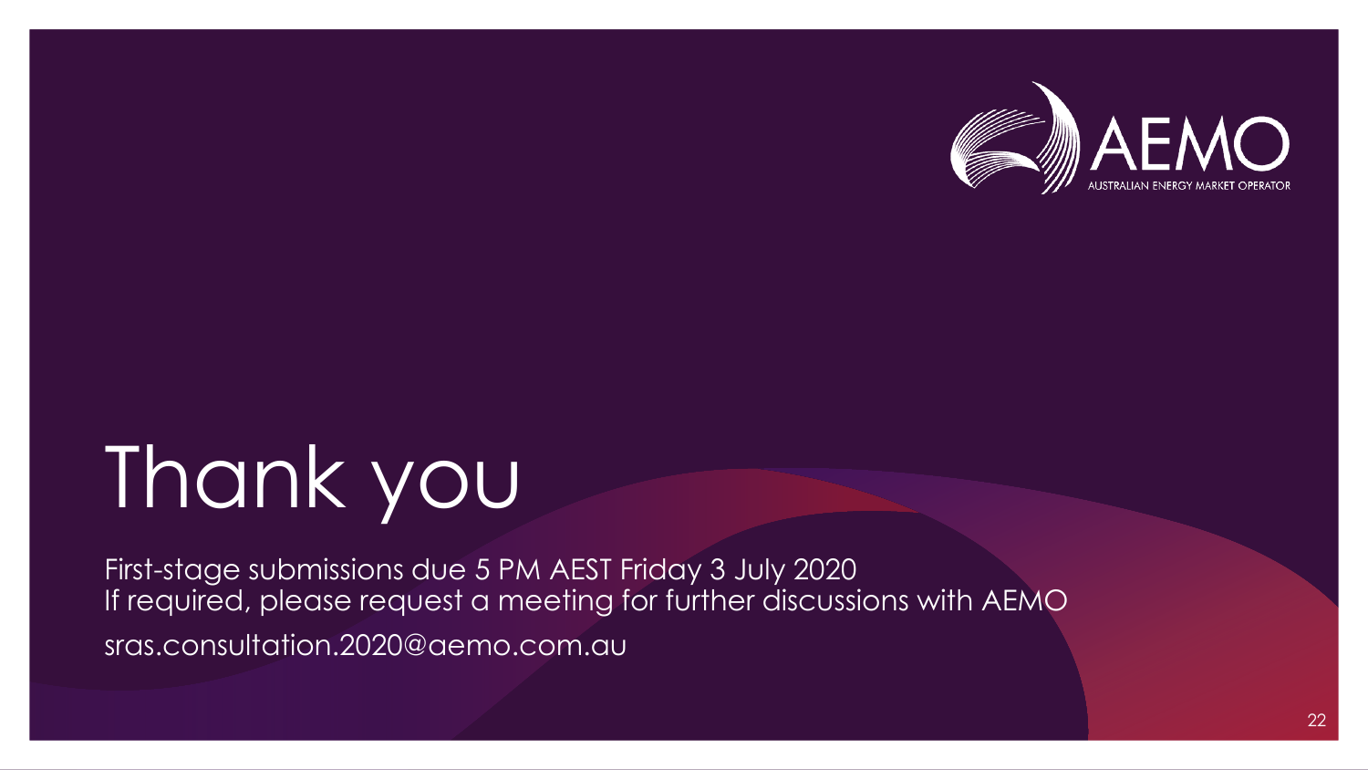# Thank you

First-stage submissions due 5 PM AEST Friday 3 July 2020
If required, please request a meeting for further discussions with AEMO

sras.consultation.2020@aemo.com.au